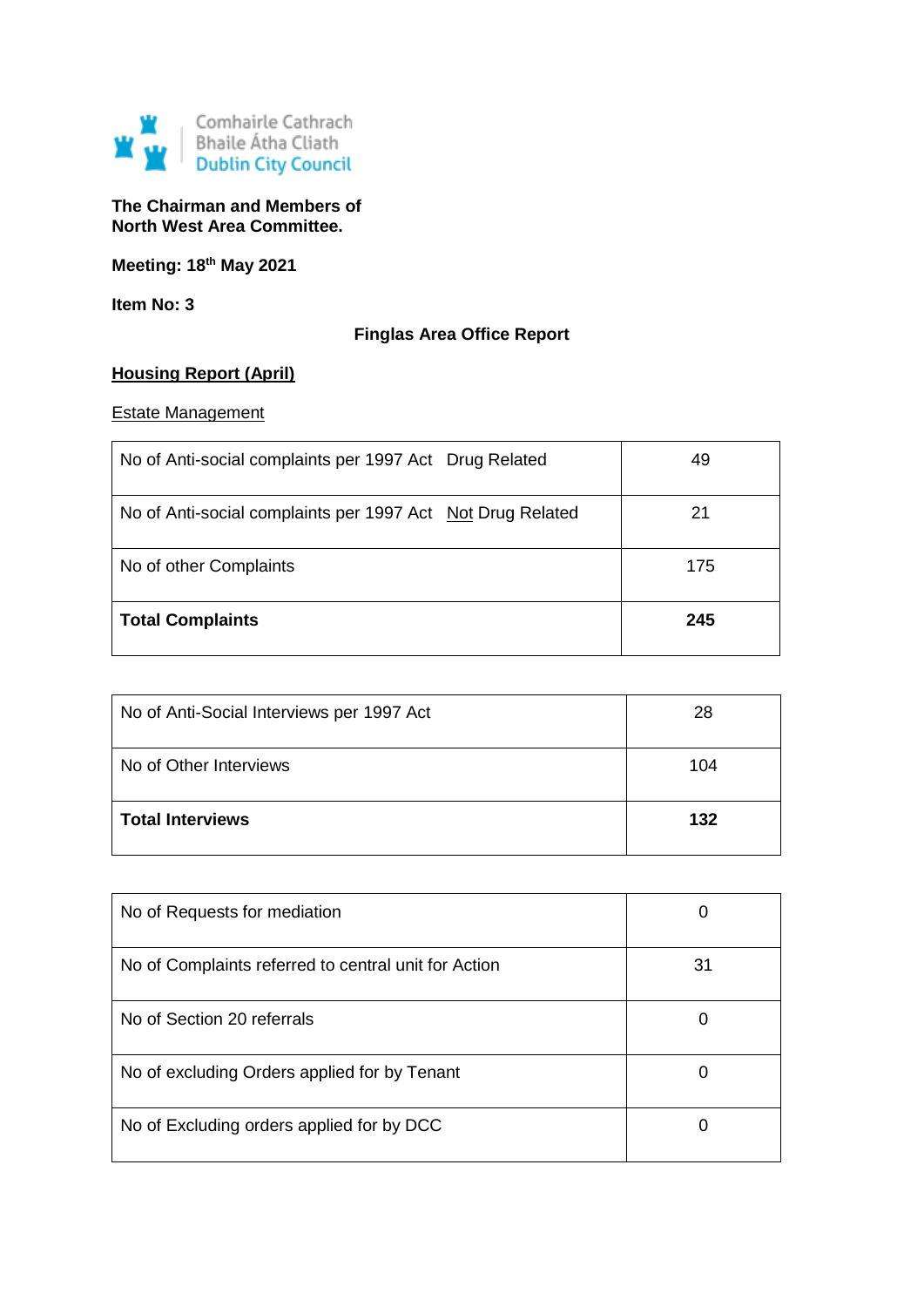Comhairle Cathrach
Bhaile Átha Cliath
Dublin City Council

**The Chairman and Members of**
**North West Area Committee.**

**Meeting: 18th May 2021**

**Item No: 3**

**Finglas Area Office Report**

## Housing Report (April)

### Estate Management

| | |
|---|---|
| No of Anti-social complaints per 1997 Act Drug Related | 49 |
| No of Anti-social complaints per 1997 Act Not Drug Related | 21 |
| No of other Complaints | 175 |
| **Total Complaints** | **245** |

| | |
|---|---|
| No of Anti-Social Interviews per 1997 Act | 28 |
| No of Other Interviews | 104 |
| **Total Interviews** | **132** |

| | |
|---|---|
| No of Requests for mediation | 0 |
| No of Complaints referred to central unit for Action | 31 |
| No of Section 20 referrals | 0 |
| No of excluding Orders applied for by Tenant | 0 |
| No of Excluding orders applied for by DCC | 0 |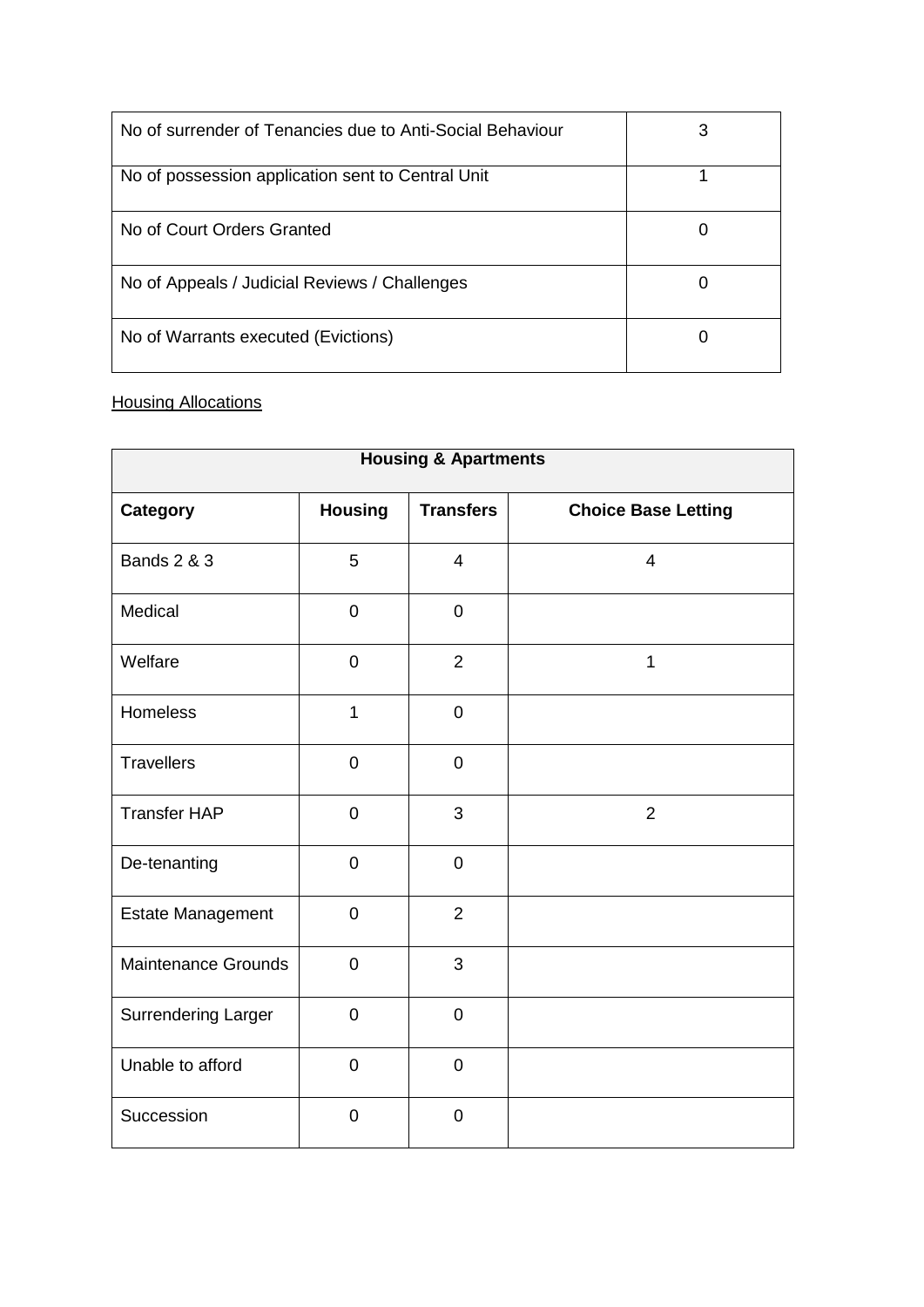| No of surrender of Tenancies due to Anti-Social Behaviour | 3 |
|---|---|
| No of possession application sent to Central Unit | 1 |
| No of Court Orders Granted | 0 |
| No of Appeals / Judicial Reviews / Challenges | 0 |
| No of Warrants executed (Evictions) | 0 |

Housing Allocations

| Housing & Apartments | | | |
|---|---|---|---|
| **Category** | **Housing** | **Transfers** | **Choice Base Letting** |
| Bands 2 & 3 | 5 | 4 | 4 |
| Medical | 0 | 0 | |
| Welfare | 0 | 2 | 1 |
| Homeless | 1 | 0 | |
| Travellers | 0 | 0 | |
| Transfer HAP | 0 | 3 | 2 |
| De-tenanting | 0 | 0 | |
| Estate Management | 0 | 2 | |
| Maintenance Grounds | 0 | 3 | |
| Surrendering Larger | 0 | 0 | |
| Unable to afford | 0 | 0 | |
| Succession | 0 | 0 | |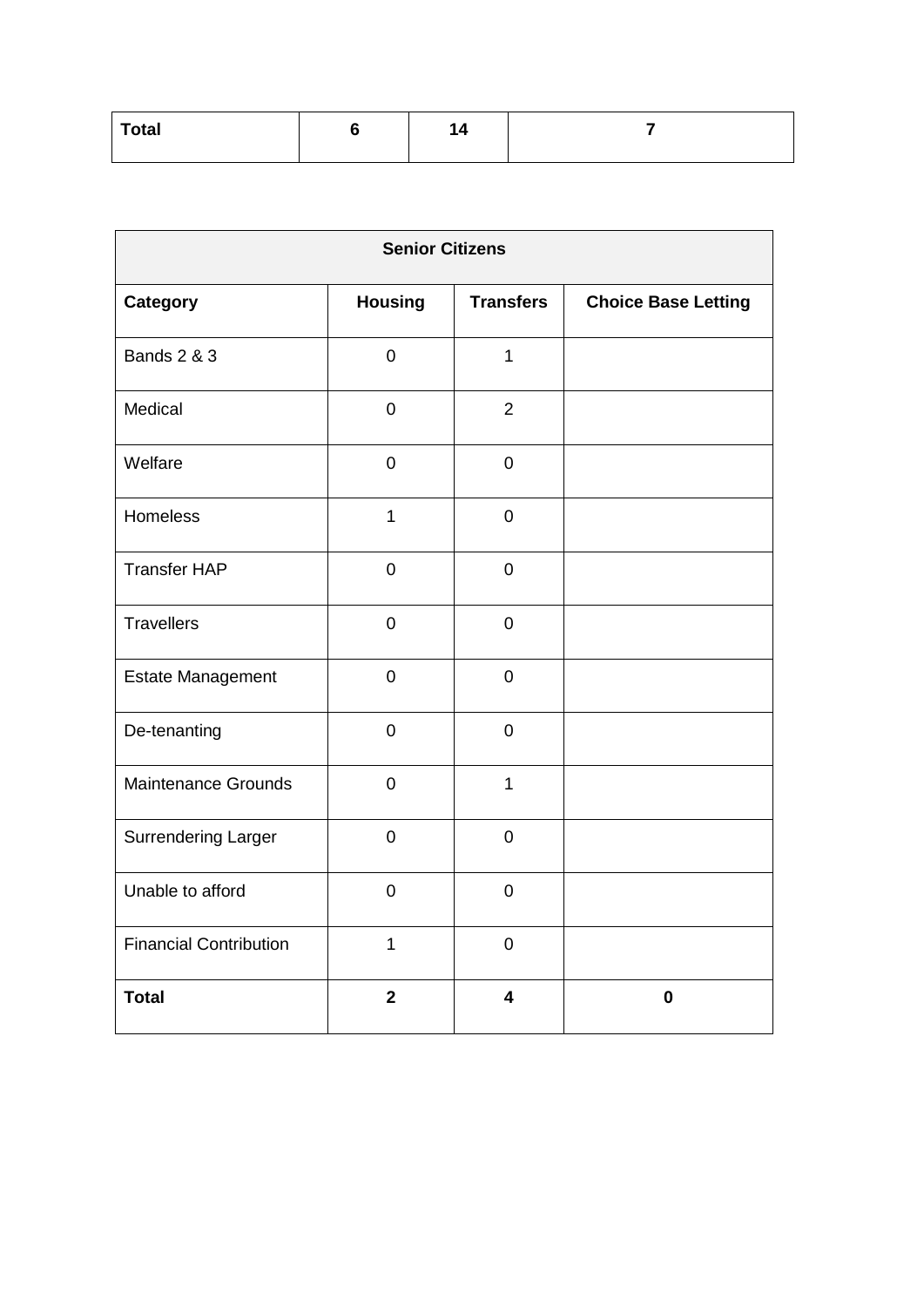| Total | 6 | 14 | 7 |
|---|---|---|---|

| Senior Citizens | | | |
|---|---|---|---|
| **Category** | **Housing** | **Transfers** | **Choice Base Letting** |
| Bands 2 & 3 | 0 | 1 | |
| Medical | 0 | 2 | |
| Welfare | 0 | 0 | |
| Homeless | 1 | 0 | |
| Transfer HAP | 0 | 0 | |
| Travellers | 0 | 0 | |
| Estate Management | 0 | 0 | |
| De-tenanting | 0 | 0 | |
| Maintenance Grounds | 0 | 1 | |
| Surrendering Larger | 0 | 0 | |
| Unable to afford | 0 | 0 | |
| Financial Contribution | 1 | 0 | |
| **Total** | **2** | **4** | **0** |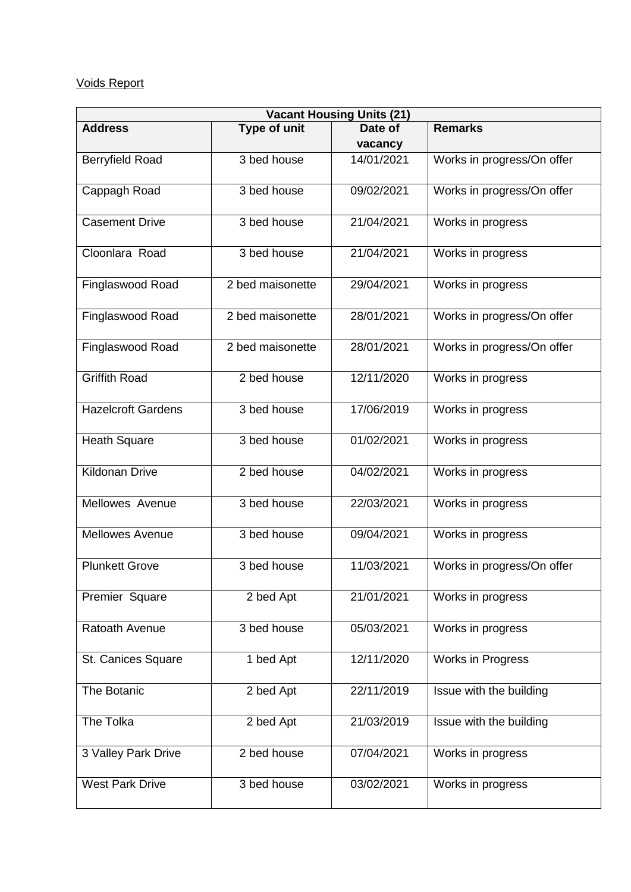Voids Report

| Vacant Housing Units (21) | | | |
|---|---|---|---|
| **Address** | **Type of unit** | **Date of vacancy** | **Remarks** |
| Berryfield Road | 3 bed house | 14/01/2021 | Works in progress/On offer |
| Cappagh Road | 3 bed house | 09/02/2021 | Works in progress/On offer |
| Casement Drive | 3 bed house | 21/04/2021 | Works in progress |
| Cloonlara Road | 3 bed house | 21/04/2021 | Works in progress |
| Finglaswood Road | 2 bed maisonette | 29/04/2021 | Works in progress |
| Finglaswood Road | 2 bed maisonette | 28/01/2021 | Works in progress/On offer |
| Finglaswood Road | 2 bed maisonette | 28/01/2021 | Works in progress/On offer |
| Griffith Road | 2 bed house | 12/11/2020 | Works in progress |
| Hazelcroft Gardens | 3 bed house | 17/06/2019 | Works in progress |
| Heath Square | 3 bed house | 01/02/2021 | Works in progress |
| Kildonan Drive | 2 bed house | 04/02/2021 | Works in progress |
| Mellowes Avenue | 3 bed house | 22/03/2021 | Works in progress |
| Mellowes Avenue | 3 bed house | 09/04/2021 | Works in progress |
| Plunkett Grove | 3 bed house | 11/03/2021 | Works in progress/On offer |
| Premier Square | 2 bed Apt | 21/01/2021 | Works in progress |
| Ratoath Avenue | 3 bed house | 05/03/2021 | Works in progress |
| St. Canices Square | 1 bed Apt | 12/11/2020 | Works in Progress |
| The Botanic | 2 bed Apt | 22/11/2019 | Issue with the building |
| The Tolka | 2 bed Apt | 21/03/2019 | Issue with the building |
| 3 Valley Park Drive | 2 bed house | 07/04/2021 | Works in progress |
| West Park Drive | 3 bed house | 03/02/2021 | Works in progress |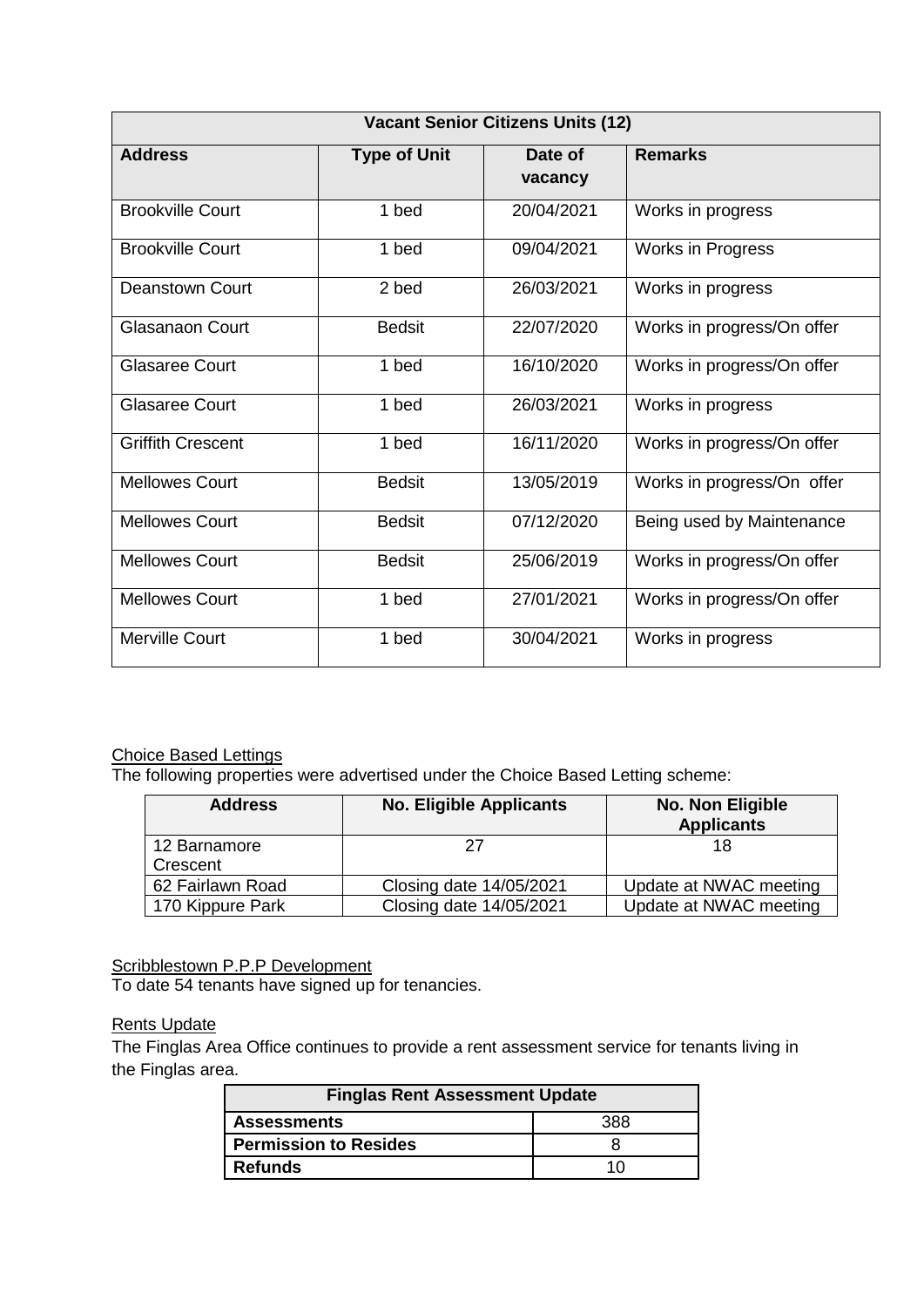| Vacant Senior Citizens Units (12) | | | |
|---|---|---|---|
| **Address** | **Type of Unit** | **Date of vacancy** | **Remarks** |
| Brookville Court | 1 bed | 20/04/2021 | Works in progress |
| Brookville Court | 1 bed | 09/04/2021 | Works in Progress |
| Deanstown Court | 2 bed | 26/03/2021 | Works in progress |
| Glasanaon Court | Bedsit | 22/07/2020 | Works in progress/On offer |
| Glasaree Court | 1 bed | 16/10/2020 | Works in progress/On offer |
| Glasaree Court | 1 bed | 26/03/2021 | Works in progress |
| Griffith Crescent | 1 bed | 16/11/2020 | Works in progress/On offer |
| Mellowes Court | Bedsit | 13/05/2019 | Works in progress/On offer |
| Mellowes Court | Bedsit | 07/12/2020 | Being used by Maintenance |
| Mellowes Court | Bedsit | 25/06/2019 | Works in progress/On offer |
| Mellowes Court | 1 bed | 27/01/2021 | Works in progress/On offer |
| Merville Court | 1 bed | 30/04/2021 | Works in progress |

Choice Based Lettings

The following properties were advertised under the Choice Based Letting scheme:

| Address | No. Eligible Applicants | No. Non Eligible Applicants |
|---|---|---|
| 12 Barnamore Crescent | 27 | 18 |
| 62 Fairlawn Road | Closing date 14/05/2021 | Update at NWAC meeting |
| 170 Kippure Park | Closing date 14/05/2021 | Update at NWAC meeting |

Scribblestown P.P.P Development

To date 54 tenants have signed up for tenancies.

Rents Update

The Finglas Area Office continues to provide a rent assessment service for tenants living in the Finglas area.

| Finglas Rent Assessment Update | |
|---|---|
| **Assessments** | 388 |
| **Permission to Resides** | 8 |
| **Refunds** | 10 |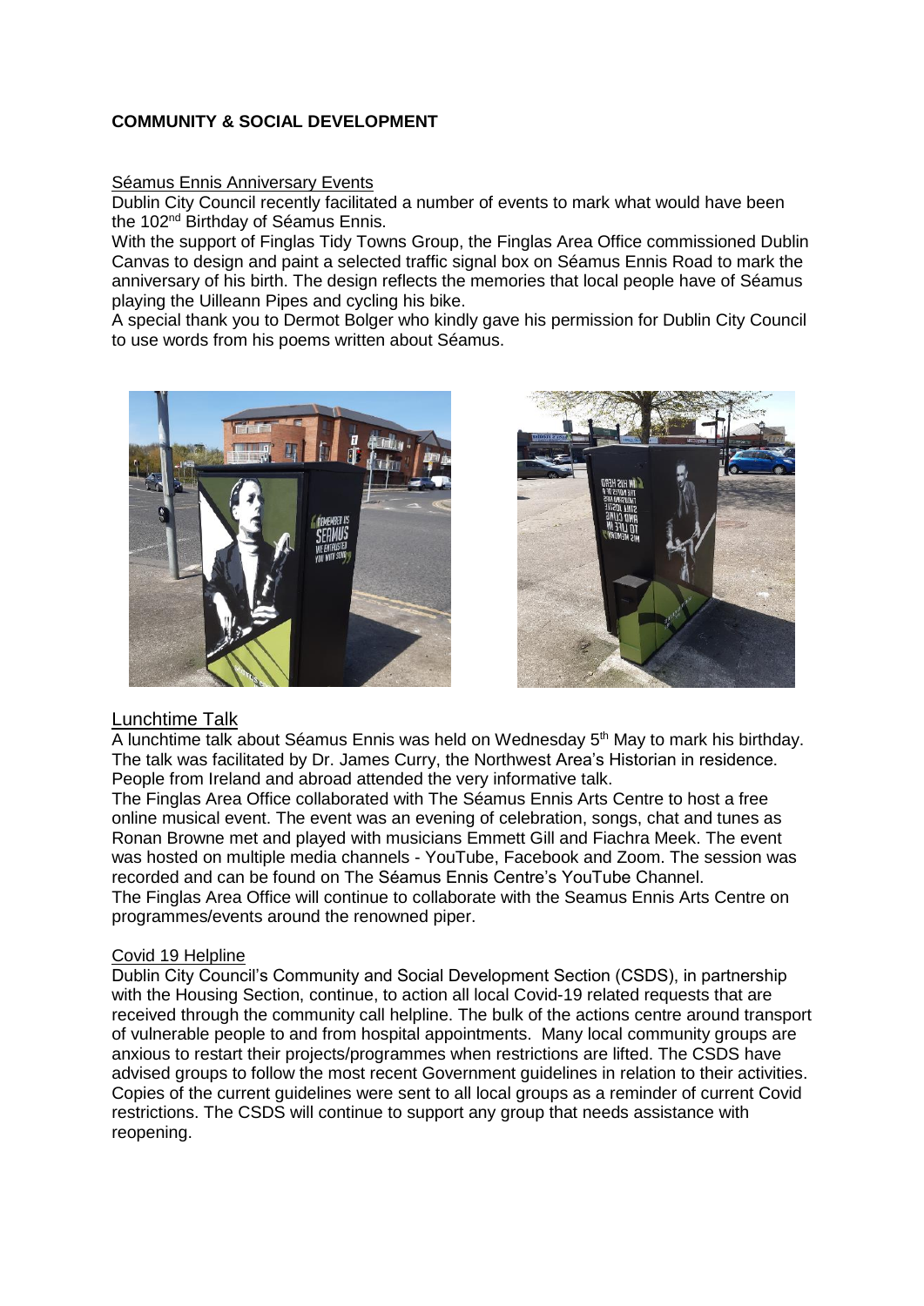**COMMUNITY & SOCIAL DEVELOPMENT**

Séamus Ennis Anniversary Events

Dublin City Council recently facilitated a number of events to mark what would have been the 102nd Birthday of Séamus Ennis.

With the support of Finglas Tidy Towns Group, the Finglas Area Office commissioned Dublin Canvas to design and paint a selected traffic signal box on Séamus Ennis Road to mark the anniversary of his birth. The design reflects the memories that local people have of Séamus playing the Uilleann Pipes and cycling his bike.

A special thank you to Dermot Bolger who kindly gave his permission for Dublin City Council to use words from his poems written about Séamus.

Lunchtime Talk

A lunchtime talk about Séamus Ennis was held on Wednesday 5th May to mark his birthday. The talk was facilitated by Dr. James Curry, the Northwest Area's Historian in residence. People from Ireland and abroad attended the very informative talk.

The Finglas Area Office collaborated with The Séamus Ennis Arts Centre to host a free online musical event. The event was an evening of celebration, songs, chat and tunes as Ronan Browne met and played with musicians Emmett Gill and Fiachra Meek. The event was hosted on multiple media channels - YouTube, Facebook and Zoom. The session was recorded and can be found on The Séamus Ennis Centre's YouTube Channel.

The Finglas Area Office will continue to collaborate with the Seamus Ennis Arts Centre on programmes/events around the renowned piper.

Covid 19 Helpline

Dublin City Council's Community and Social Development Section (CSDS), in partnership with the Housing Section, continue, to action all local Covid-19 related requests that are received through the community call helpline. The bulk of the actions centre around transport of vulnerable people to and from hospital appointments. Many local community groups are anxious to restart their projects/programmes when restrictions are lifted. The CSDS have advised groups to follow the most recent Government guidelines in relation to their activities. Copies of the current guidelines were sent to all local groups as a reminder of current Covid restrictions. The CSDS will continue to support any group that needs assistance with reopening.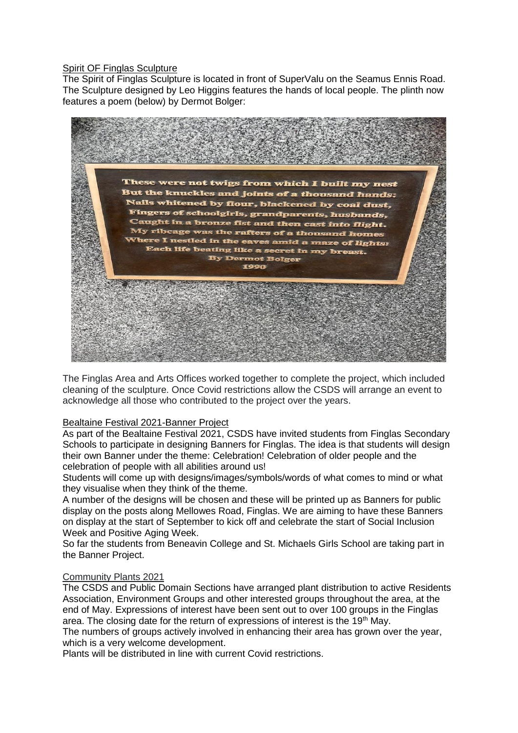## Spirit OF Finglas Sculpture

The Spirit of Finglas Sculpture is located in front of SuperValu on the Seamus Ennis Road. The Sculpture designed by Leo Higgins features the hands of local people. The plinth now features a poem (below) by Dermot Bolger:

These were not twigs from which I built my nest
But the knuckles and joints of a thousand hands:
Nails whitened by flour, blackened by coal dust,
Fingers of schoolgirls, grandparents, husbands,
Caught in a bronze fist and then cast into flight.
My ribcage was the rafters of a thousand homes
Where I nestled in the eaves amid a maze of lights:
Each life beating like a secret in my breast.
By Dermot Bolger
1990

The Finglas Area and Arts Offices worked together to complete the project, which included cleaning of the sculpture. Once Covid restrictions allow the CSDS will arrange an event to acknowledge all those who contributed to the project over the years.

## Bealtaine Festival 2021-Banner Project

As part of the Bealtaine Festival 2021, CSDS have invited students from Finglas Secondary Schools to participate in designing Banners for Finglas. The idea is that students will design their own Banner under the theme: Celebration! Celebration of older people and the celebration of people with all abilities around us!

Students will come up with designs/images/symbols/words of what comes to mind or what they visualise when they think of the theme.

A number of the designs will be chosen and these will be printed up as Banners for public display on the posts along Mellowes Road, Finglas. We are aiming to have these Banners on display at the start of September to kick off and celebrate the start of Social Inclusion Week and Positive Aging Week.

So far the students from Beneavin College and St. Michaels Girls School are taking part in the Banner Project.

## Community Plants 2021

The CSDS and Public Domain Sections have arranged plant distribution to active Residents Association, Environment Groups and other interested groups throughout the area, at the end of May. Expressions of interest have been sent out to over 100 groups in the Finglas area. The closing date for the return of expressions of interest is the 19th May.

The numbers of groups actively involved in enhancing their area has grown over the year, which is a very welcome development.

Plants will be distributed in line with current Covid restrictions.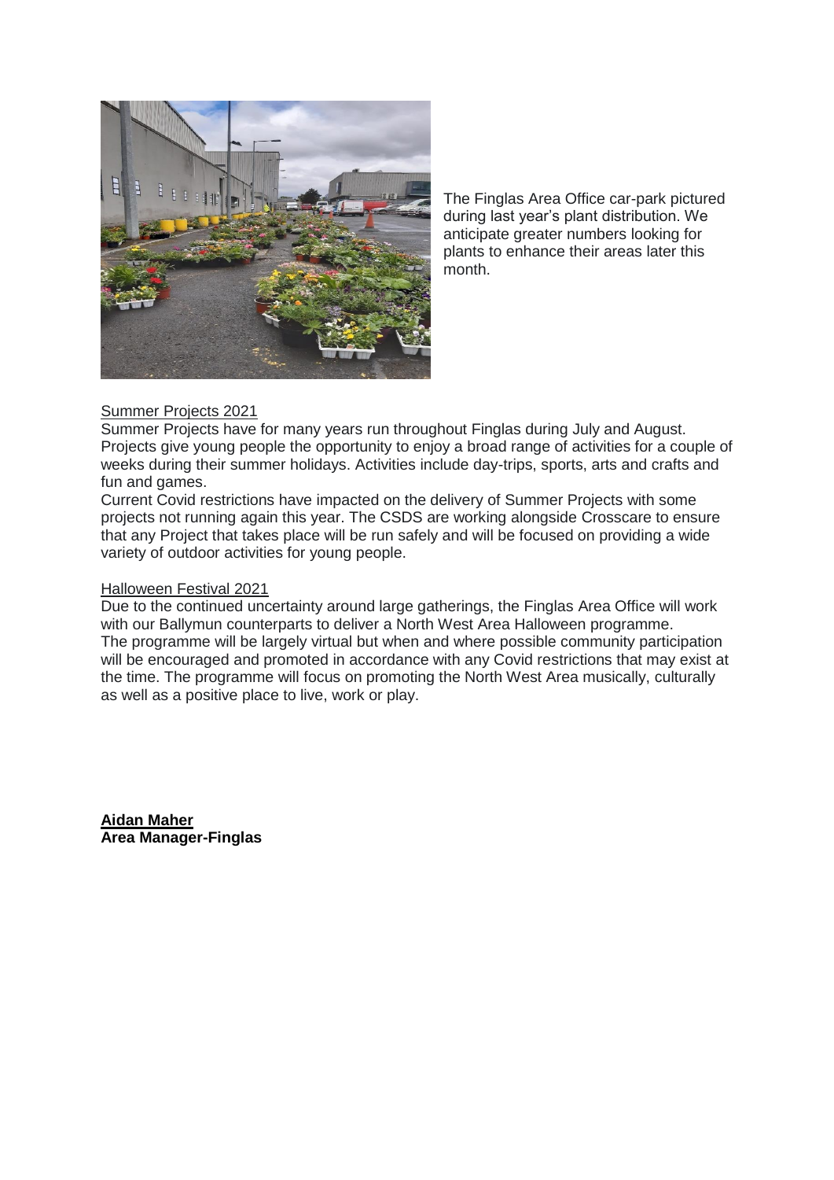The Finglas Area Office car-park pictured during last year's plant distribution. We anticipate greater numbers looking for plants to enhance their areas later this month.

Summer Projects 2021

Summer Projects have for many years run throughout Finglas during July and August. Projects give young people the opportunity to enjoy a broad range of activities for a couple of weeks during their summer holidays. Activities include day-trips, sports, arts and crafts and fun and games.

Current Covid restrictions have impacted on the delivery of Summer Projects with some projects not running again this year. The CSDS are working alongside Crosscare to ensure that any Project that takes place will be run safely and will be focused on providing a wide variety of outdoor activities for young people.

Halloween Festival 2021

Due to the continued uncertainty around large gatherings, the Finglas Area Office will work with our Ballymun counterparts to deliver a North West Area Halloween programme. The programme will be largely virtual but when and where possible community participation will be encouraged and promoted in accordance with any Covid restrictions that may exist at the time. The programme will focus on promoting the North West Area musically, culturally as well as a positive place to live, work or play.

**Aidan Maher**
**Area Manager-Finglas**